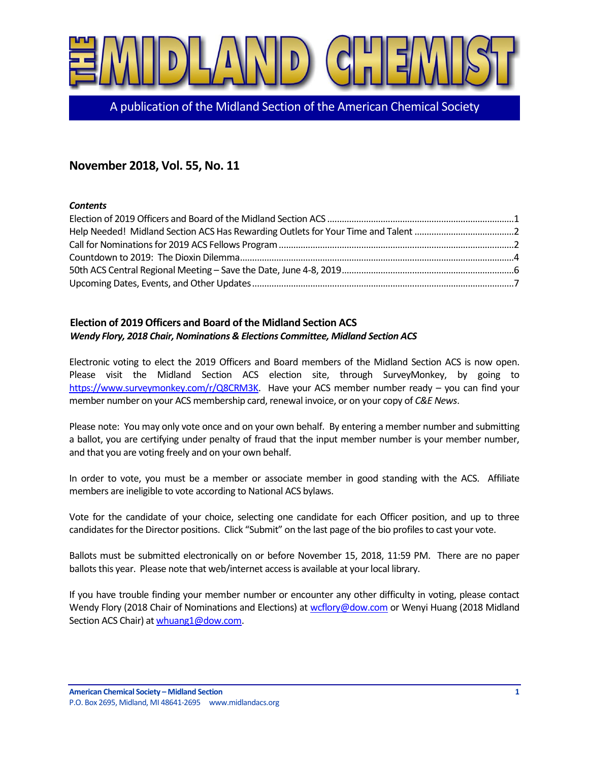# THE MIDLAND CHEMIST

A publication of the Midland Section of the American Chemical Society

## November 2018, Vol. 55, No. 11

***Contents***

Election of 2019 Officers and Board of the Midland Section ACS ........................................................................1
Help Needed! Midland Section ACS Has Rewarding Outlets for Your Time and Talent .........................................2
Call for Nominations for 2019 ACS Fellows Program ................................................................................................2
Countdown to 2019: The Dioxin Dilemma....................................................................................................................4
50th ACS Central Regional Meeting – Save the Date, June 4-8, 2019......................................................................6
Upcoming Dates, Events, and Other Updates..............................................................................................................7

### Election of 2019 Officers and Board of the Midland Section ACS

***Wendy Flory, 2018 Chair, Nominations & Elections Committee, Midland Section ACS***

Electronic voting to elect the 2019 Officers and Board members of the Midland Section ACS is now open. Please visit the Midland Section ACS election site, through SurveyMonkey, by going to https://www.surveymonkey.com/r/Q8CRM3K. Have your ACS member number ready – you can find your member number on your ACS membership card, renewal invoice, or on your copy of *C&E News*.

Please note: You may only vote once and on your own behalf. By entering a member number and submitting a ballot, you are certifying under penalty of fraud that the input member number is your member number, and that you are voting freely and on your own behalf.

In order to vote, you must be a member or associate member in good standing with the ACS. Affiliate members are ineligible to vote according to National ACS bylaws.

Vote for the candidate of your choice, selecting one candidate for each Officer position, and up to three candidates for the Director positions. Click "Submit" on the last page of the bio profiles to cast your vote.

Ballots must be submitted electronically on or before November 15, 2018, 11:59 PM. There are no paper ballots this year. Please note that web/internet access is available at your local library.

If you have trouble finding your member number or encounter any other difficulty in voting, please contact Wendy Flory (2018 Chair of Nominations and Elections) at wcflory@dow.com or Wenyi Huang (2018 Midland Section ACS Chair) at whuang1@dow.com.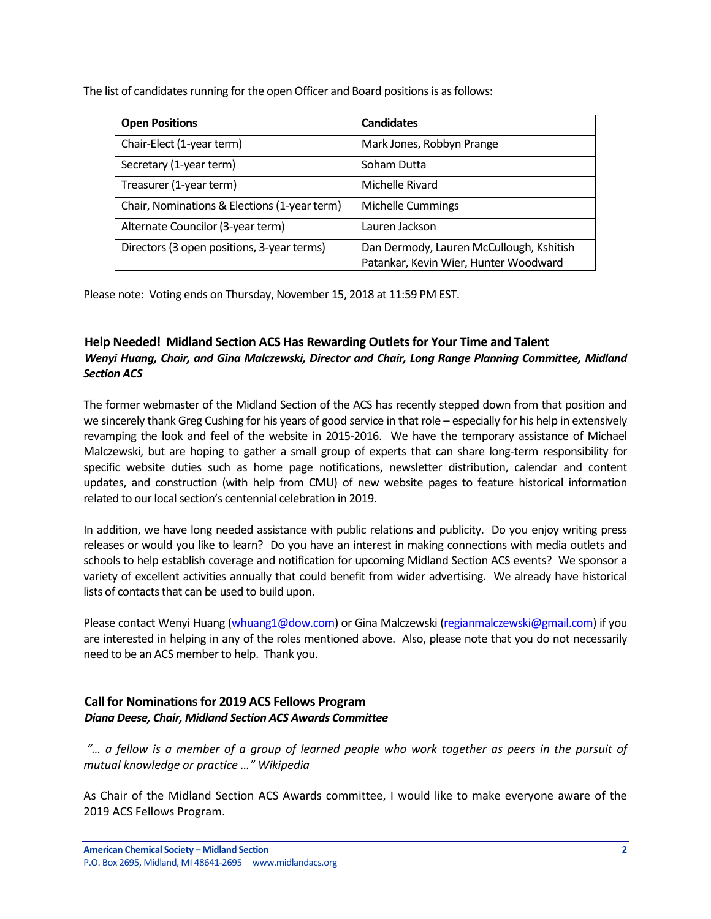The list of candidates running for the open Officer and Board positions is as follows:

| Open Positions | Candidates |
| --- | --- |
| Chair-Elect (1-year term) | Mark Jones, Robbyn Prange |
| Secretary (1-year term) | Soham Dutta |
| Treasurer (1-year term) | Michelle Rivard |
| Chair, Nominations & Elections (1-year term) | Michelle Cummings |
| Alternate Councilor (3-year term) | Lauren Jackson |
| Directors (3 open positions, 3-year terms) | Dan Dermody, Lauren McCullough, Kshitish Patankar, Kevin Wier, Hunter Woodward |

Please note: Voting ends on Thursday, November 15, 2018 at 11:59 PM EST.

### Help Needed! Midland Section ACS Has Rewarding Outlets for Your Time and Talent

***Wenyi Huang, Chair, and Gina Malczewski, Director and Chair, Long Range Planning Committee, Midland Section ACS***

The former webmaster of the Midland Section of the ACS has recently stepped down from that position and we sincerely thank Greg Cushing for his years of good service in that role – especially for his help in extensively revamping the look and feel of the website in 2015-2016. We have the temporary assistance of Michael Malczewski, but are hoping to gather a small group of experts that can share long-term responsibility for specific website duties such as home page notifications, newsletter distribution, calendar and content updates, and construction (with help from CMU) of new website pages to feature historical information related to our local section's centennial celebration in 2019.

In addition, we have long needed assistance with public relations and publicity. Do you enjoy writing press releases or would you like to learn? Do you have an interest in making connections with media outlets and schools to help establish coverage and notification for upcoming Midland Section ACS events? We sponsor a variety of excellent activities annually that could benefit from wider advertising. We already have historical lists of contacts that can be used to build upon.

Please contact Wenyi Huang (whuang1@dow.com) or Gina Malczewski (regianmalczewski@gmail.com) if you are interested in helping in any of the roles mentioned above. Also, please note that you do not necessarily need to be an ACS member to help. Thank you.

### Call for Nominations for 2019 ACS Fellows Program

***Diana Deese, Chair, Midland Section ACS Awards Committee***

*"… a fellow is a member of a group of learned people who work together as peers in the pursuit of mutual knowledge or practice …" Wikipedia*

As Chair of the Midland Section ACS Awards committee, I would like to make everyone aware of the 2019 ACS Fellows Program.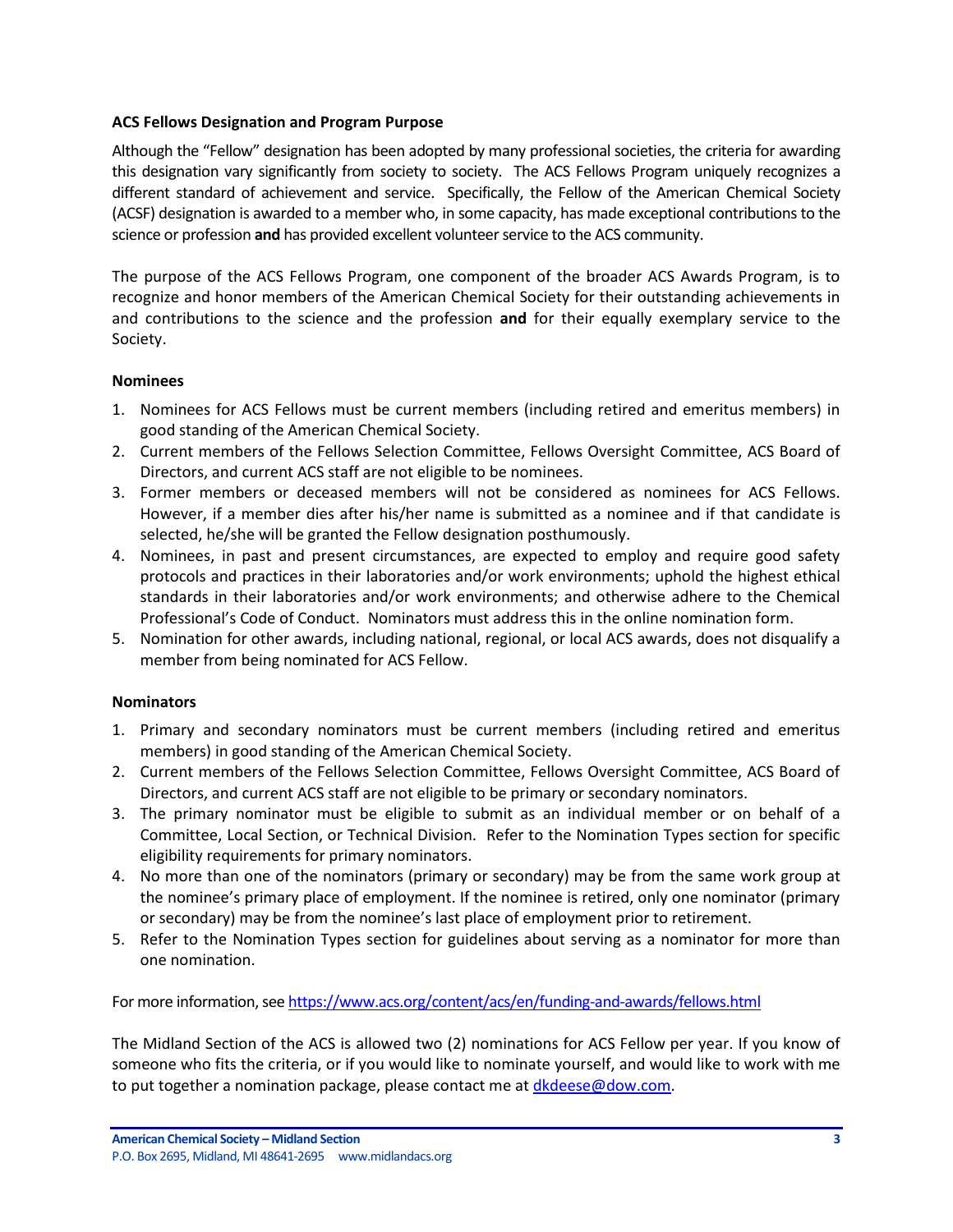**ACS Fellows Designation and Program Purpose**

Although the "Fellow" designation has been adopted by many professional societies, the criteria for awarding this designation vary significantly from society to society. The ACS Fellows Program uniquely recognizes a different standard of achievement and service. Specifically, the Fellow of the American Chemical Society (ACSF) designation is awarded to a member who, in some capacity, has made exceptional contributions to the science or profession **and** has provided excellent volunteer service to the ACS community.

The purpose of the ACS Fellows Program, one component of the broader ACS Awards Program, is to recognize and honor members of the American Chemical Society for their outstanding achievements in and contributions to the science and the profession **and** for their equally exemplary service to the Society.

**Nominees**

1. Nominees for ACS Fellows must be current members (including retired and emeritus members) in good standing of the American Chemical Society.
2. Current members of the Fellows Selection Committee, Fellows Oversight Committee, ACS Board of Directors, and current ACS staff are not eligible to be nominees.
3. Former members or deceased members will not be considered as nominees for ACS Fellows. However, if a member dies after his/her name is submitted as a nominee and if that candidate is selected, he/she will be granted the Fellow designation posthumously.
4. Nominees, in past and present circumstances, are expected to employ and require good safety protocols and practices in their laboratories and/or work environments; uphold the highest ethical standards in their laboratories and/or work environments; and otherwise adhere to the Chemical Professional's Code of Conduct. Nominators must address this in the online nomination form.
5. Nomination for other awards, including national, regional, or local ACS awards, does not disqualify a member from being nominated for ACS Fellow.

**Nominators**

1. Primary and secondary nominators must be current members (including retired and emeritus members) in good standing of the American Chemical Society.
2. Current members of the Fellows Selection Committee, Fellows Oversight Committee, ACS Board of Directors, and current ACS staff are not eligible to be primary or secondary nominators.
3. The primary nominator must be eligible to submit as an individual member or on behalf of a Committee, Local Section, or Technical Division. Refer to the Nomination Types section for specific eligibility requirements for primary nominators.
4. No more than one of the nominators (primary or secondary) may be from the same work group at the nominee's primary place of employment. If the nominee is retired, only one nominator (primary or secondary) may be from the nominee's last place of employment prior to retirement.
5. Refer to the Nomination Types section for guidelines about serving as a nominator for more than one nomination.

For more information, see https://www.acs.org/content/acs/en/funding-and-awards/fellows.html

The Midland Section of the ACS is allowed two (2) nominations for ACS Fellow per year. If you know of someone who fits the criteria, or if you would like to nominate yourself, and would like to work with me to put together a nomination package, please contact me at dkdeese@dow.com.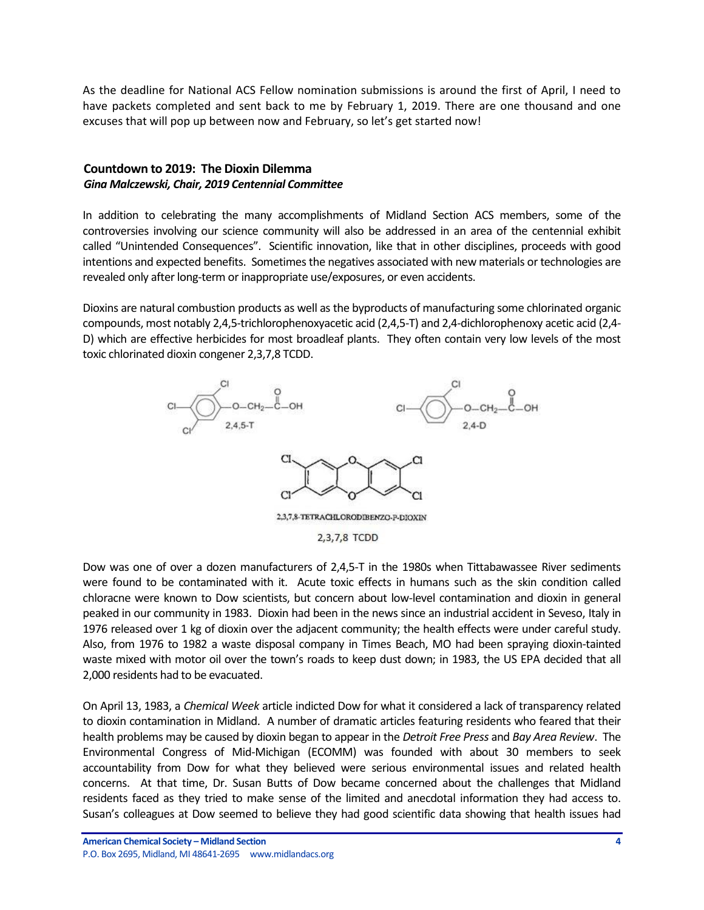As the deadline for National ACS Fellow nomination submissions is around the first of April, I need to have packets completed and sent back to me by February 1, 2019. There are one thousand and one excuses that will pop up between now and February, so let's get started now!

### Countdown to 2019: The Dioxin Dilemma

***Gina Malczewski, Chair, 2019 Centennial Committee***

In addition to celebrating the many accomplishments of Midland Section ACS members, some of the controversies involving our science community will also be addressed in an area of the centennial exhibit called "Unintended Consequences". Scientific innovation, like that in other disciplines, proceeds with good intentions and expected benefits. Sometimes the negatives associated with new materials or technologies are revealed only after long-term or inappropriate use/exposures, or even accidents.

Dioxins are natural combustion products as well as the byproducts of manufacturing some chlorinated organic compounds, most notably 2,4,5-trichlorophenoxyacetic acid (2,4,5-T) and 2,4-dichlorophenoxy acetic acid (2,4-D) which are effective herbicides for most broadleaf plants. They often contain very low levels of the most toxic chlorinated dioxin congener 2,3,7,8 TCDD.

2,4,5-T

2,4-D

2,3,7,8-TETRACHLORODIBENZO-P-DIOXIN

2,3,7,8 TCDD

Dow was one of over a dozen manufacturers of 2,4,5-T in the 1980s when Tittabawassee River sediments were found to be contaminated with it. Acute toxic effects in humans such as the skin condition called chloracne were known to Dow scientists, but concern about low-level contamination and dioxin in general peaked in our community in 1983. Dioxin had been in the news since an industrial accident in Seveso, Italy in 1976 released over 1 kg of dioxin over the adjacent community; the health effects were under careful study. Also, from 1976 to 1982 a waste disposal company in Times Beach, MO had been spraying dioxin-tainted waste mixed with motor oil over the town's roads to keep dust down; in 1983, the US EPA decided that all 2,000 residents had to be evacuated.

On April 13, 1983, a *Chemical Week* article indicted Dow for what it considered a lack of transparency related to dioxin contamination in Midland. A number of dramatic articles featuring residents who feared that their health problems may be caused by dioxin began to appear in the *Detroit Free Press* and *Bay Area Review*. The Environmental Congress of Mid-Michigan (ECOMM) was founded with about 30 members to seek accountability from Dow for what they believed were serious environmental issues and related health concerns. At that time, Dr. Susan Butts of Dow became concerned about the challenges that Midland residents faced as they tried to make sense of the limited and anecdotal information they had access to. Susan's colleagues at Dow seemed to believe they had good scientific data showing that health issues had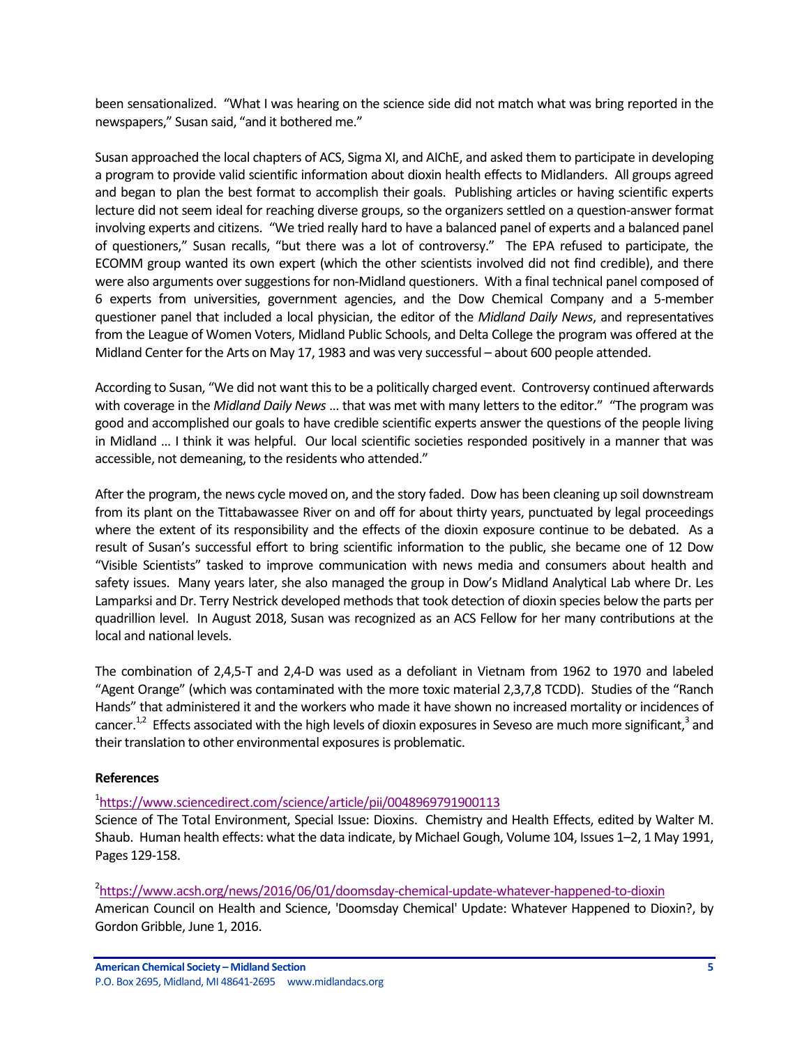been sensationalized. "What I was hearing on the science side did not match what was bring reported in the newspapers," Susan said, "and it bothered me."

Susan approached the local chapters of ACS, Sigma XI, and AIChE, and asked them to participate in developing a program to provide valid scientific information about dioxin health effects to Midlanders. All groups agreed and began to plan the best format to accomplish their goals. Publishing articles or having scientific experts lecture did not seem ideal for reaching diverse groups, so the organizers settled on a question-answer format involving experts and citizens. "We tried really hard to have a balanced panel of experts and a balanced panel of questioners," Susan recalls, "but there was a lot of controversy." The EPA refused to participate, the ECOMM group wanted its own expert (which the other scientists involved did not find credible), and there were also arguments over suggestions for non-Midland questioners. With a final technical panel composed of 6 experts from universities, government agencies, and the Dow Chemical Company and a 5-member questioner panel that included a local physician, the editor of the *Midland Daily News*, and representatives from the League of Women Voters, Midland Public Schools, and Delta College the program was offered at the Midland Center for the Arts on May 17, 1983 and was very successful – about 600 people attended.

According to Susan, "We did not want this to be a politically charged event. Controversy continued afterwards with coverage in the *Midland Daily News* … that was met with many letters to the editor." "The program was good and accomplished our goals to have credible scientific experts answer the questions of the people living in Midland … I think it was helpful. Our local scientific societies responded positively in a manner that was accessible, not demeaning, to the residents who attended."

After the program, the news cycle moved on, and the story faded. Dow has been cleaning up soil downstream from its plant on the Tittabawassee River on and off for about thirty years, punctuated by legal proceedings where the extent of its responsibility and the effects of the dioxin exposure continue to be debated. As a result of Susan's successful effort to bring scientific information to the public, she became one of 12 Dow "Visible Scientists" tasked to improve communication with news media and consumers about health and safety issues. Many years later, she also managed the group in Dow's Midland Analytical Lab where Dr. Les Lamparksi and Dr. Terry Nestrick developed methods that took detection of dioxin species below the parts per quadrillion level. In August 2018, Susan was recognized as an ACS Fellow for her many contributions at the local and national levels.

The combination of 2,4,5-T and 2,4-D was used as a defoliant in Vietnam from 1962 to 1970 and labeled "Agent Orange" (which was contaminated with the more toxic material 2,3,7,8 TCDD). Studies of the "Ranch Hands" that administered it and the workers who made it have shown no increased mortality or incidences of cancer.[1,2] Effects associated with the high levels of dioxin exposures in Seveso are much more significant,[3] and their translation to other environmental exposures is problematic.

**References**

[1] https://www.sciencedirect.com/science/article/pii/0048969791900113
Science of The Total Environment, Special Issue: Dioxins. Chemistry and Health Effects, edited by Walter M. Shaub. Human health effects: what the data indicate, by Michael Gough, Volume 104, Issues 1–2, 1 May 1991, Pages 129-158.

[2] https://www.acsh.org/news/2016/06/01/doomsday-chemical-update-whatever-happened-to-dioxin
American Council on Health and Science, 'Doomsday Chemical' Update: Whatever Happened to Dioxin?, by Gordon Gribble, June 1, 2016.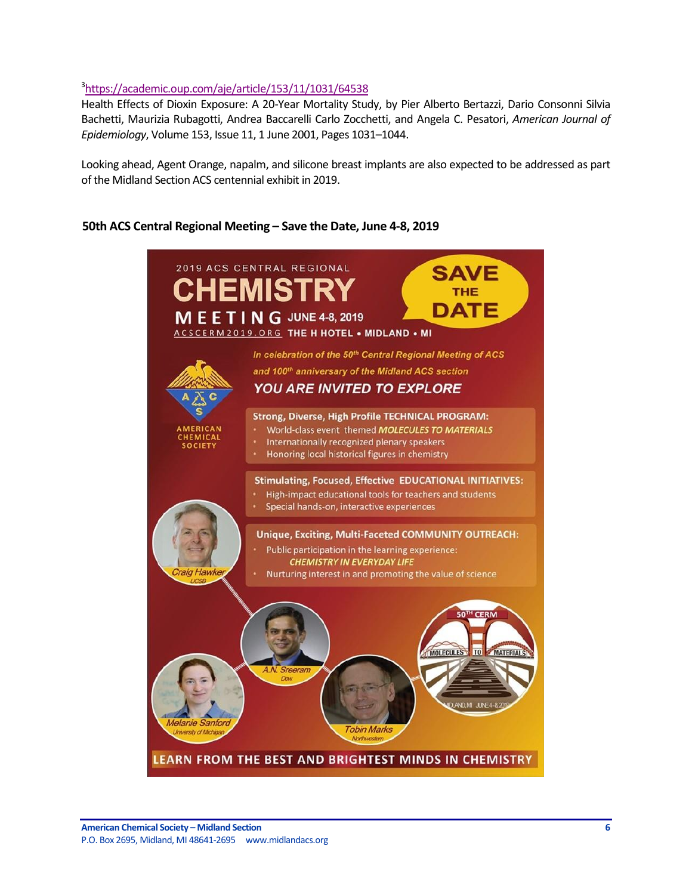[3]https://academic.oup.com/aje/article/153/11/1031/64538
Health Effects of Dioxin Exposure: A 20-Year Mortality Study, by Pier Alberto Bertazzi, Dario Consonni Silvia Bachetti, Maurizia Rubagotti, Andrea Baccarelli Carlo Zocchetti, and Angela C. Pesatori, *American Journal of Epidemiology*, Volume 153, Issue 11, 1 June 2001, Pages 1031–1044.

Looking ahead, Agent Orange, napalm, and silicone breast implants are also expected to be addressed as part of the Midland Section ACS centennial exhibit in 2019.

## 50th ACS Central Regional Meeting – Save the Date, June 4-8, 2019

2019 ACS CENTRAL REGIONAL

**CHEMISTRY MEETING** JUNE 4-8, 2019

ACSCERM2019.ORG THE H HOTEL • MIDLAND • MI

**SAVE THE DATE**

AMERICAN CHEMICAL SOCIETY

*In celebration of the 50th Central Regional Meeting of ACS and 100th anniversary of the Midland ACS section*

***YOU ARE INVITED TO EXPLORE***

**Strong, Diverse, High Profile TECHNICAL PROGRAM:**

- World-class event themed ***MOLECULES TO MATERIALS***
- Internationally recognized plenary speakers
- Honoring local historical figures in chemistry

**Stimulating, Focused, Effective EDUCATIONAL INITIATIVES:**

- High-impact educational tools for teachers and students
- Special hands-on, interactive experiences

**Unique, Exciting, Multi-Faceted COMMUNITY OUTREACH:**

- Public participation in the learning experience: ***CHEMISTRY IN EVERYDAY LIFE***
- Nurturing interest in and promoting the value of science

Craig Hawker, UCSB

A.N. Sreeram, Dow

Melanie Sanford, University of Michigan

Tobin Marks, Northwestern

50TH CERM — MOLECULES TO MATERIALS — MIDLAND, MI JUNE 4-8, 2019

**LEARN FROM THE BEST AND BRIGHTEST MINDS IN CHEMISTRY**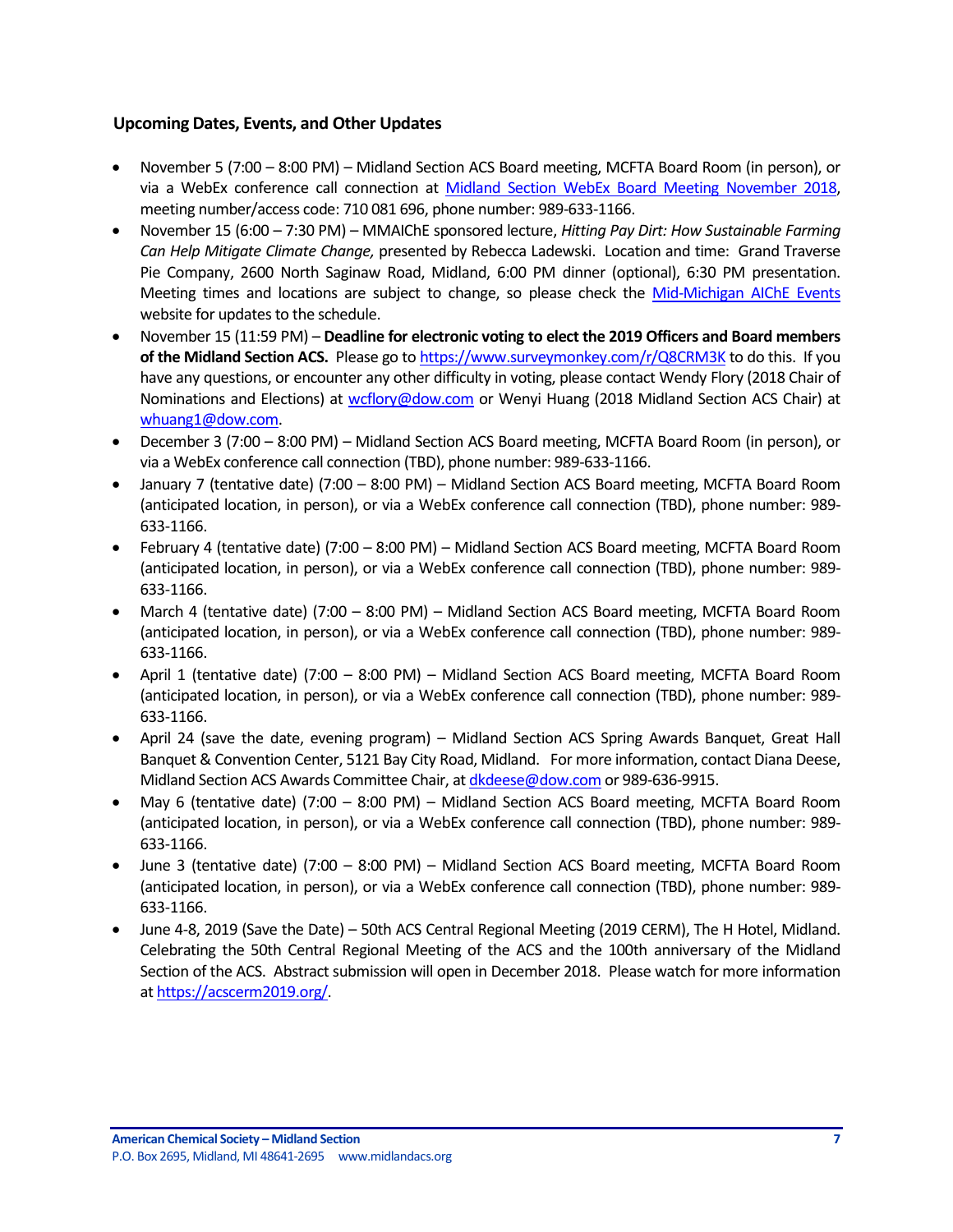### Upcoming Dates, Events, and Other Updates

- November 5 (7:00 – 8:00 PM) – Midland Section ACS Board meeting, MCFTA Board Room (in person), or via a WebEx conference call connection at Midland Section WebEx Board Meeting November 2018, meeting number/access code: 710 081 696, phone number: 989-633-1166.
- November 15 (6:00 – 7:30 PM) – MMAIChE sponsored lecture, *Hitting Pay Dirt: How Sustainable Farming Can Help Mitigate Climate Change,* presented by Rebecca Ladewski. Location and time: Grand Traverse Pie Company, 2600 North Saginaw Road, Midland, 6:00 PM dinner (optional), 6:30 PM presentation. Meeting times and locations are subject to change, so please check the Mid-Michigan AIChE Events website for updates to the schedule.
- November 15 (11:59 PM) – **Deadline for electronic voting to elect the 2019 Officers and Board members of the Midland Section ACS.** Please go to https://www.surveymonkey.com/r/Q8CRM3K to do this. If you have any questions, or encounter any other difficulty in voting, please contact Wendy Flory (2018 Chair of Nominations and Elections) at wcflory@dow.com or Wenyi Huang (2018 Midland Section ACS Chair) at whuang1@dow.com.
- December 3 (7:00 – 8:00 PM) – Midland Section ACS Board meeting, MCFTA Board Room (in person), or via a WebEx conference call connection (TBD), phone number: 989-633-1166.
- January 7 (tentative date) (7:00 – 8:00 PM) – Midland Section ACS Board meeting, MCFTA Board Room (anticipated location, in person), or via a WebEx conference call connection (TBD), phone number: 989-633-1166.
- February 4 (tentative date) (7:00 – 8:00 PM) – Midland Section ACS Board meeting, MCFTA Board Room (anticipated location, in person), or via a WebEx conference call connection (TBD), phone number: 989-633-1166.
- March 4 (tentative date) (7:00 – 8:00 PM) – Midland Section ACS Board meeting, MCFTA Board Room (anticipated location, in person), or via a WebEx conference call connection (TBD), phone number: 989-633-1166.
- April 1 (tentative date) (7:00 – 8:00 PM) – Midland Section ACS Board meeting, MCFTA Board Room (anticipated location, in person), or via a WebEx conference call connection (TBD), phone number: 989-633-1166.
- April 24 (save the date, evening program) – Midland Section ACS Spring Awards Banquet, Great Hall Banquet & Convention Center, 5121 Bay City Road, Midland. For more information, contact Diana Deese, Midland Section ACS Awards Committee Chair, at dkdeese@dow.com or 989-636-9915.
- May 6 (tentative date) (7:00 – 8:00 PM) – Midland Section ACS Board meeting, MCFTA Board Room (anticipated location, in person), or via a WebEx conference call connection (TBD), phone number: 989-633-1166.
- June 3 (tentative date) (7:00 – 8:00 PM) – Midland Section ACS Board meeting, MCFTA Board Room (anticipated location, in person), or via a WebEx conference call connection (TBD), phone number: 989-633-1166.
- June 4-8, 2019 (Save the Date) – 50th ACS Central Regional Meeting (2019 CERM), The H Hotel, Midland. Celebrating the 50th Central Regional Meeting of the ACS and the 100th anniversary of the Midland Section of the ACS. Abstract submission will open in December 2018. Please watch for more information at https://acscerm2019.org/.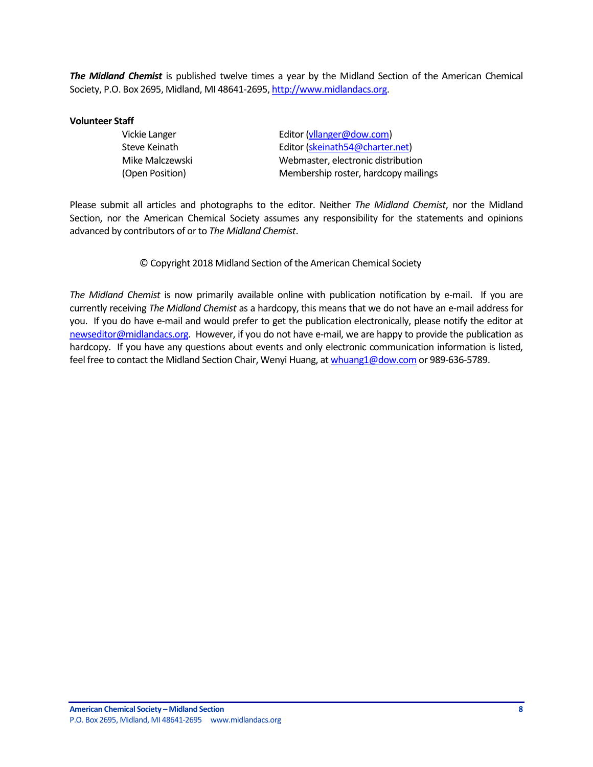***The Midland Chemist*** is published twelve times a year by the Midland Section of the American Chemical Society, P.O. Box 2695, Midland, MI 48641-2695, http://www.midlandacs.org.

**Volunteer Staff**

| | |
|---|---|
| Vickie Langer | Editor (vllanger@dow.com) |
| Steve Keinath | Editor (skeinath54@charter.net) |
| Mike Malczewski | Webmaster, electronic distribution |
| (Open Position) | Membership roster, hardcopy mailings |

Please submit all articles and photographs to the editor. Neither *The Midland Chemist*, nor the Midland Section, nor the American Chemical Society assumes any responsibility for the statements and opinions advanced by contributors of or to *The Midland Chemist*.

© Copyright 2018 Midland Section of the American Chemical Society

*The Midland Chemist* is now primarily available online with publication notification by e-mail. If you are currently receiving *The Midland Chemist* as a hardcopy, this means that we do not have an e-mail address for you. If you do have e-mail and would prefer to get the publication electronically, please notify the editor at newseditor@midlandacs.org. However, if you do not have e-mail, we are happy to provide the publication as hardcopy. If you have any questions about events and only electronic communication information is listed, feel free to contact the Midland Section Chair, Wenyi Huang, at whuang1@dow.com or 989-636-5789.